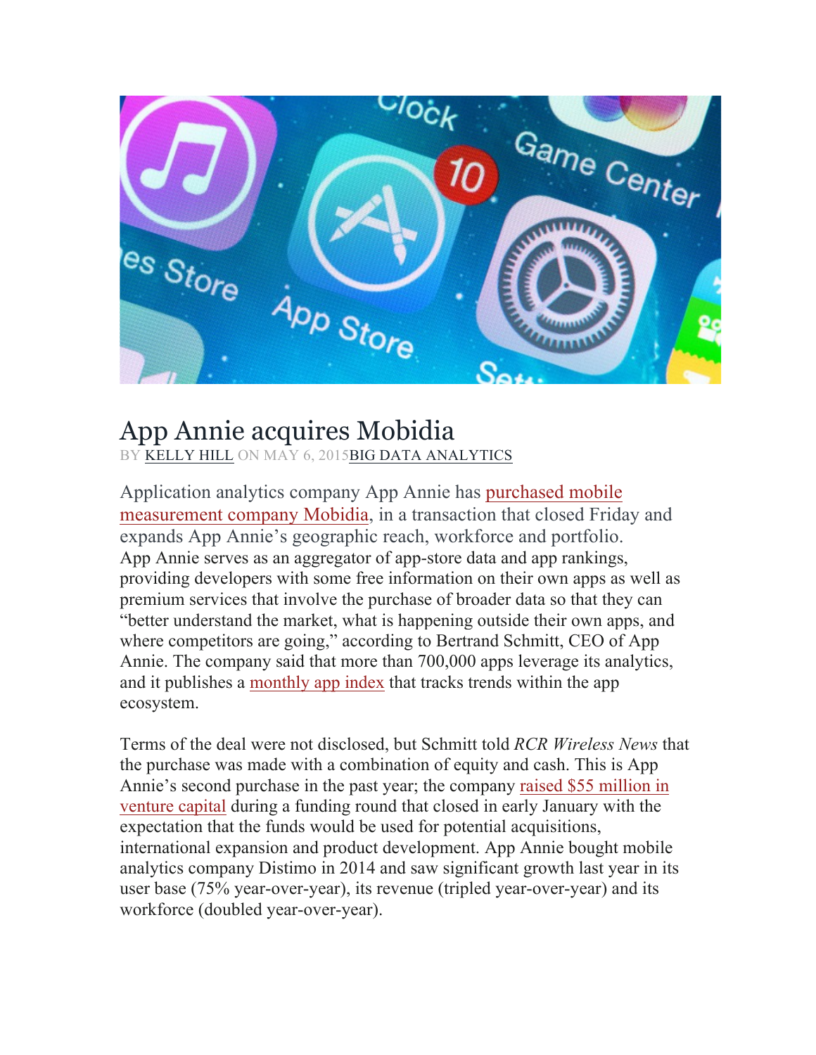# App Annie acquires Mobidia

BY KELLY HILL ON MAY 6, 2015BIG DATA ANALYTICS

Application analytics company App Annie has purchased mobile measurement company Mobidia, in a transaction that closed Friday and expands App Annie's geographic reach, workforce and portfolio.

App Annie serves as an aggregator of app-store data and app rankings, providing developers with some free information on their own apps as well as premium services that involve the purchase of broader data so that they can "better understand the market, what is happening outside their own apps, and where competitors are going," according to Bertrand Schmitt, CEO of App Annie. The company said that more than 700,000 apps leverage its analytics, and it publishes a monthly app index that tracks trends within the app ecosystem.

Terms of the deal were not disclosed, but Schmitt told *RCR Wireless News* that the purchase was made with a combination of equity and cash. This is App Annie's second purchase in the past year; the company raised $55 million in venture capital during a funding round that closed in early January with the expectation that the funds would be used for potential acquisitions, international expansion and product development. App Annie bought mobile analytics company Distimo in 2014 and saw significant growth last year in its user base (75% year-over-year), its revenue (tripled year-over-year) and its workforce (doubled year-over-year).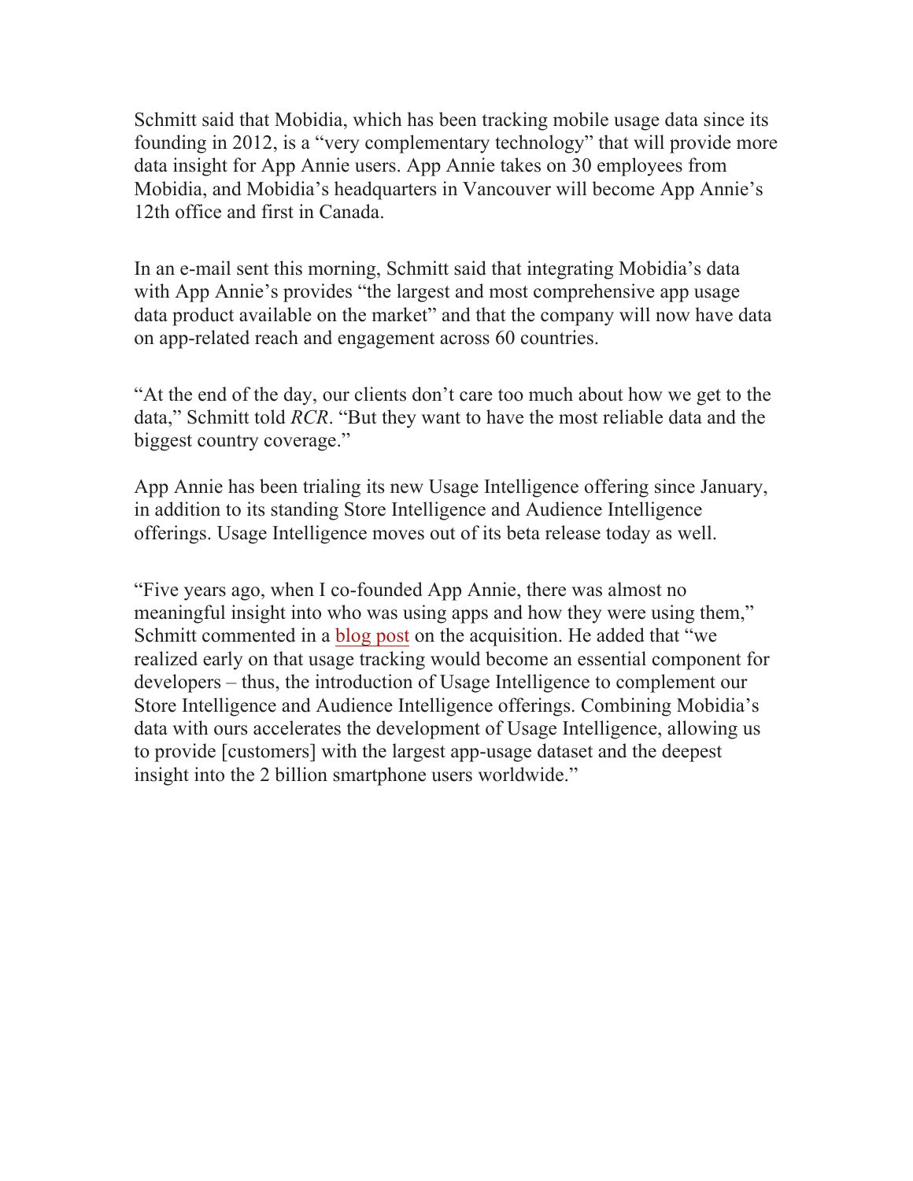Schmitt said that Mobidia, which has been tracking mobile usage data since its founding in 2012, is a "very complementary technology" that will provide more data insight for App Annie users. App Annie takes on 30 employees from Mobidia, and Mobidia's headquarters in Vancouver will become App Annie's 12th office and first in Canada.

In an e-mail sent this morning, Schmitt said that integrating Mobidia's data with App Annie's provides "the largest and most comprehensive app usage data product available on the market" and that the company will now have data on app-related reach and engagement across 60 countries.

"At the end of the day, our clients don't care too much about how we get to the data," Schmitt told *RCR*. "But they want to have the most reliable data and the biggest country coverage."

App Annie has been trialing its new Usage Intelligence offering since January, in addition to its standing Store Intelligence and Audience Intelligence offerings. Usage Intelligence moves out of its beta release today as well.

"Five years ago, when I co-founded App Annie, there was almost no meaningful insight into who was using apps and how they were using them," Schmitt commented in a blog post on the acquisition. He added that "we realized early on that usage tracking would become an essential component for developers – thus, the introduction of Usage Intelligence to complement our Store Intelligence and Audience Intelligence offerings. Combining Mobidia's data with ours accelerates the development of Usage Intelligence, allowing us to provide [customers] with the largest app-usage dataset and the deepest insight into the 2 billion smartphone users worldwide."